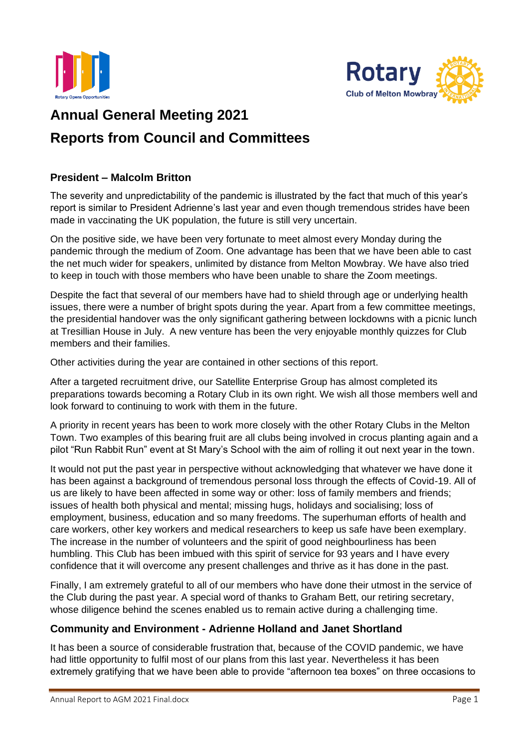# Annual General Meeting 2021

# Reports from Council and Committees

## President – Malcolm Britton

The severity and unpredictability of the pandemic is illustrated by the fact that much of this year's report is similar to President Adrienne's last year and even though tremendous strides have been made in vaccinating the UK population, the future is still very uncertain.

On the positive side, we have been very fortunate to meet almost every Monday during the pandemic through the medium of Zoom. One advantage has been that we have been able to cast the net much wider for speakers, unlimited by distance from Melton Mowbray. We have also tried to keep in touch with those members who have been unable to share the Zoom meetings.

Despite the fact that several of our members have had to shield through age or underlying health issues, there were a number of bright spots during the year. Apart from a few committee meetings, the presidential handover was the only significant gathering between lockdowns with a picnic lunch at Tresillian House in July. A new venture has been the very enjoyable monthly quizzes for Club members and their families.

Other activities during the year are contained in other sections of this report.

After a targeted recruitment drive, our Satellite Enterprise Group has almost completed its preparations towards becoming a Rotary Club in its own right. We wish all those members well and look forward to continuing to work with them in the future.

A priority in recent years has been to work more closely with the other Rotary Clubs in the Melton Town. Two examples of this bearing fruit are all clubs being involved in crocus planting again and a pilot "Run Rabbit Run" event at St Mary's School with the aim of rolling it out next year in the town.

It would not put the past year in perspective without acknowledging that whatever we have done it has been against a background of tremendous personal loss through the effects of Covid-19. All of us are likely to have been affected in some way or other: loss of family members and friends; issues of health both physical and mental; missing hugs, holidays and socialising; loss of employment, business, education and so many freedoms. The superhuman efforts of health and care workers, other key workers and medical researchers to keep us safe have been exemplary. The increase in the number of volunteers and the spirit of good neighbourliness has been humbling. This Club has been imbued with this spirit of service for 93 years and I have every confidence that it will overcome any present challenges and thrive as it has done in the past.

Finally, I am extremely grateful to all of our members who have done their utmost in the service of the Club during the past year. A special word of thanks to Graham Bett, our retiring secretary, whose diligence behind the scenes enabled us to remain active during a challenging time.

## Community and Environment - Adrienne Holland and Janet Shortland

It has been a source of considerable frustration that, because of the COVID pandemic, we have had little opportunity to fulfil most of our plans from this last year. Nevertheless it has been extremely gratifying that we have been able to provide "afternoon tea boxes" on three occasions to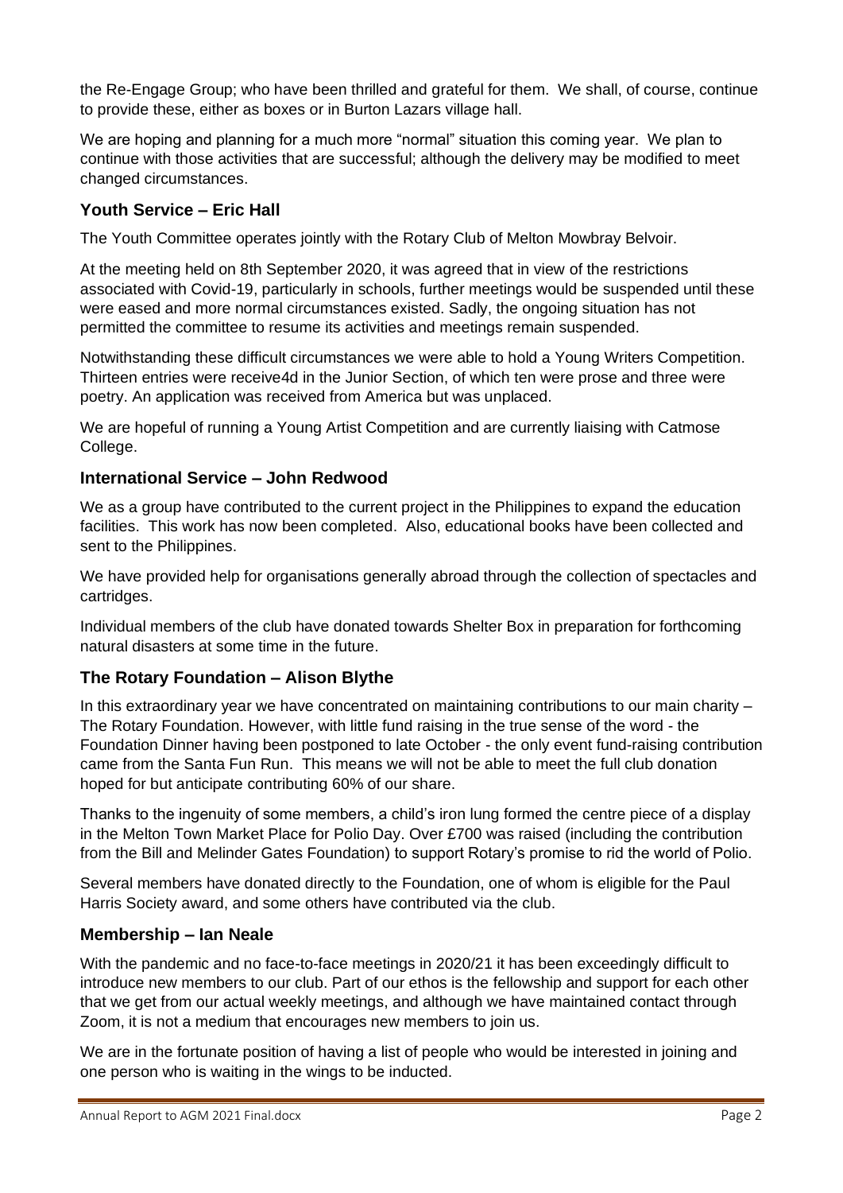the Re-Engage Group; who have been thrilled and grateful for them. We shall, of course, continue to provide these, either as boxes or in Burton Lazars village hall.

We are hoping and planning for a much more "normal" situation this coming year. We plan to continue with those activities that are successful; although the delivery may be modified to meet changed circumstances.

## Youth Service – Eric Hall

The Youth Committee operates jointly with the Rotary Club of Melton Mowbray Belvoir.

At the meeting held on 8th September 2020, it was agreed that in view of the restrictions associated with Covid-19, particularly in schools, further meetings would be suspended until these were eased and more normal circumstances existed. Sadly, the ongoing situation has not permitted the committee to resume its activities and meetings remain suspended.

Notwithstanding these difficult circumstances we were able to hold a Young Writers Competition. Thirteen entries were receive4d in the Junior Section, of which ten were prose and three were poetry. An application was received from America but was unplaced.

We are hopeful of running a Young Artist Competition and are currently liaising with Catmose College.

## International Service – John Redwood

We as a group have contributed to the current project in the Philippines to expand the education facilities. This work has now been completed. Also, educational books have been collected and sent to the Philippines.

We have provided help for organisations generally abroad through the collection of spectacles and cartridges.

Individual members of the club have donated towards Shelter Box in preparation for forthcoming natural disasters at some time in the future.

## The Rotary Foundation – Alison Blythe

In this extraordinary year we have concentrated on maintaining contributions to our main charity – The Rotary Foundation. However, with little fund raising in the true sense of the word - the Foundation Dinner having been postponed to late October - the only event fund-raising contribution came from the Santa Fun Run. This means we will not be able to meet the full club donation hoped for but anticipate contributing 60% of our share.

Thanks to the ingenuity of some members, a child's iron lung formed the centre piece of a display in the Melton Town Market Place for Polio Day. Over £700 was raised (including the contribution from the Bill and Melinder Gates Foundation) to support Rotary's promise to rid the world of Polio.

Several members have donated directly to the Foundation, one of whom is eligible for the Paul Harris Society award, and some others have contributed via the club.

## Membership – Ian Neale

With the pandemic and no face-to-face meetings in 2020/21 it has been exceedingly difficult to introduce new members to our club. Part of our ethos is the fellowship and support for each other that we get from our actual weekly meetings, and although we have maintained contact through Zoom, it is not a medium that encourages new members to join us.

We are in the fortunate position of having a list of people who would be interested in joining and one person who is waiting in the wings to be inducted.